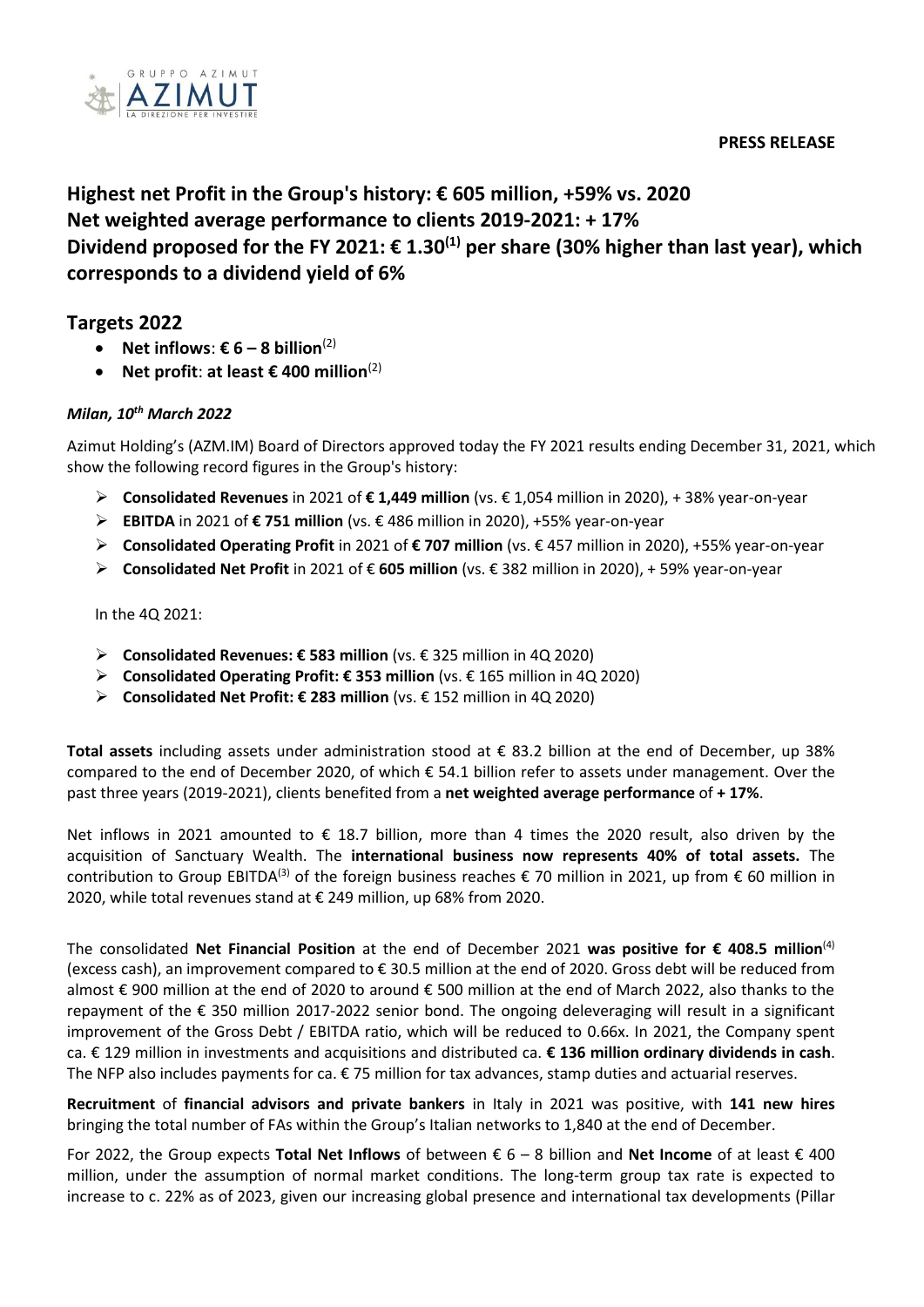**PRESS RELEASE**

# Highest net Profit in the Group's history: € 605 million, +59% vs. 2020
# Net weighted average performance to clients 2019-2021: + 17%
# Dividend proposed for the FY 2021: € 1.30[1] per share (30% higher than last year), which corresponds to a dividend yield of 6%

## Targets 2022

- **Net inflows**: **€ 6 – 8 billion**[2]
- **Net profit**: **at least € 400 million**[2]

***Milan, 10th March 2022***

Azimut Holding's (AZM.IM) Board of Directors approved today the FY 2021 results ending December 31, 2021, which show the following record figures in the Group's history:

- **Consolidated Revenues** in 2021 of **€ 1,449 million** (vs. € 1,054 million in 2020), + 38% year-on-year
- **EBITDA** in 2021 of **€ 751 million** (vs. € 486 million in 2020), +55% year-on-year
- **Consolidated Operating Profit** in 2021 of **€ 707 million** (vs. € 457 million in 2020), +55% year-on-year
- **Consolidated Net Profit** in 2021 of € **605 million** (vs. € 382 million in 2020), + 59% year-on-year

In the 4Q 2021:

- **Consolidated Revenues: € 583 million** (vs. € 325 million in 4Q 2020)
- **Consolidated Operating Profit: € 353 million** (vs. € 165 million in 4Q 2020)
- **Consolidated Net Profit: € 283 million** (vs. € 152 million in 4Q 2020)

**Total assets** including assets under administration stood at € 83.2 billion at the end of December, up 38% compared to the end of December 2020, of which € 54.1 billion refer to assets under management. Over the past three years (2019-2021), clients benefited from a **net weighted average performance** of **+ 17%**.

Net inflows in 2021 amounted to € 18.7 billion, more than 4 times the 2020 result, also driven by the acquisition of Sanctuary Wealth. The **international business now represents 40% of total assets.** The contribution to Group EBITDA[3] of the foreign business reaches € 70 million in 2021, up from € 60 million in 2020, while total revenues stand at € 249 million, up 68% from 2020.

The consolidated **Net Financial Position** at the end of December 2021 **was positive for € 408.5 million**[4] (excess cash), an improvement compared to € 30.5 million at the end of 2020. Gross debt will be reduced from almost € 900 million at the end of 2020 to around € 500 million at the end of March 2022, also thanks to the repayment of the € 350 million 2017-2022 senior bond. The ongoing deleveraging will result in a significant improvement of the Gross Debt / EBITDA ratio, which will be reduced to 0.66x. In 2021, the Company spent ca. € 129 million in investments and acquisitions and distributed ca. **€ 136 million ordinary dividends in cash**. The NFP also includes payments for ca. € 75 million for tax advances, stamp duties and actuarial reserves.

**Recruitment** of **financial advisors and private bankers** in Italy in 2021 was positive, with **141 new hires** bringing the total number of FAs within the Group's Italian networks to 1,840 at the end of December.

For 2022, the Group expects **Total Net Inflows** of between € 6 – 8 billion and **Net Income** of at least € 400 million, under the assumption of normal market conditions. The long-term group tax rate is expected to increase to c. 22% as of 2023, given our increasing global presence and international tax developments (Pillar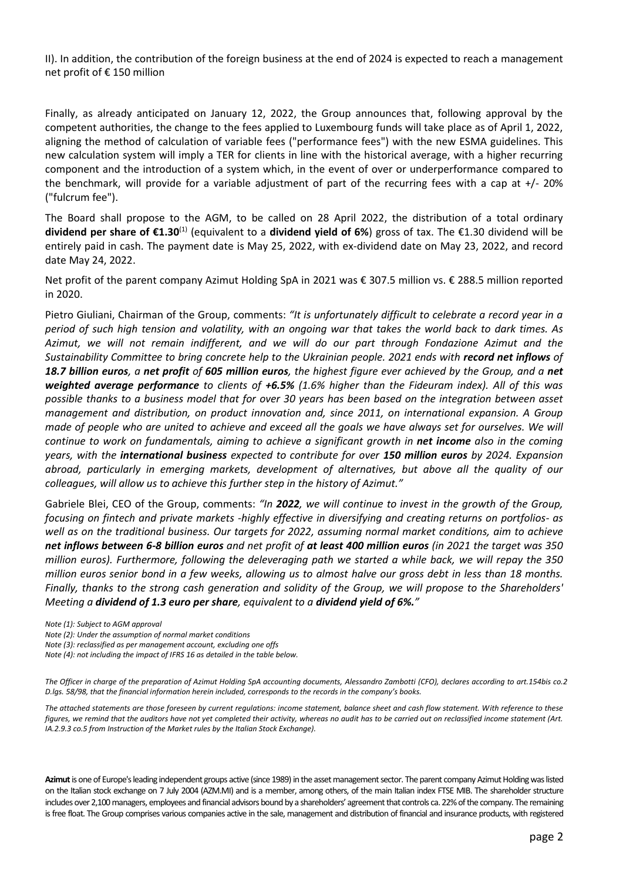II). In addition, the contribution of the foreign business at the end of 2024 is expected to reach a management net profit of € 150 million

Finally, as already anticipated on January 12, 2022, the Group announces that, following approval by the competent authorities, the change to the fees applied to Luxembourg funds will take place as of April 1, 2022, aligning the method of calculation of variable fees ("performance fees") with the new ESMA guidelines. This new calculation system will imply a TER for clients in line with the historical average, with a higher recurring component and the introduction of a system which, in the event of over or underperformance compared to the benchmark, will provide for a variable adjustment of part of the recurring fees with a cap at +/- 20% ("fulcrum fee").

The Board shall propose to the AGM, to be called on 28 April 2022, the distribution of a total ordinary **dividend per share of €1.30**[1] (equivalent to a **dividend yield of 6%**) gross of tax. The €1.30 dividend will be entirely paid in cash. The payment date is May 25, 2022, with ex-dividend date on May 23, 2022, and record date May 24, 2022.

Net profit of the parent company Azimut Holding SpA in 2021 was € 307.5 million vs. € 288.5 million reported in 2020.

Pietro Giuliani, Chairman of the Group, comments: *"It is unfortunately difficult to celebrate a record year in a period of such high tension and volatility, with an ongoing war that takes the world back to dark times. As Azimut, we will not remain indifferent, and we will do our part through Fondazione Azimut and the Sustainability Committee to bring concrete help to the Ukrainian people. 2021 ends with **record net inflows** of **18.7 billion euros**, a **net profit** of **605 million euros**, the highest figure ever achieved by the Group, and a **net weighted average performance** to clients of **+6.5%** (1.6% higher than the Fideuram index). All of this was possible thanks to a business model that for over 30 years has been based on the integration between asset management and distribution, on product innovation and, since 2011, on international expansion. A Group made of people who are united to achieve and exceed all the goals we have always set for ourselves. We will continue to work on fundamentals, aiming to achieve a significant growth in **net income** also in the coming years, with the **international business** expected to contribute for over **150 million euros** by 2024. Expansion abroad, particularly in emerging markets, development of alternatives, but above all the quality of our colleagues, will allow us to achieve this further step in the history of Azimut."*

Gabriele Blei, CEO of the Group, comments: *"In **2022**, we will continue to invest in the growth of the Group, focusing on fintech and private markets -highly effective in diversifying and creating returns on portfolios- as well as on the traditional business. Our targets for 2022, assuming normal market conditions, aim to achieve **net inflows between 6-8 billion euros** and net profit of **at least 400 million euros** (in 2021 the target was 350 million euros). Furthermore, following the deleveraging path we started a while back, we will repay the 350 million euros senior bond in a few weeks, allowing us to almost halve our gross debt in less than 18 months. Finally, thanks to the strong cash generation and solidity of the Group, we will propose to the Shareholders' Meeting a **dividend of 1.3 euro per share**, equivalent to a **dividend yield of 6%.**"*

*Note (1): Subject to AGM approval*
*Note (2): Under the assumption of normal market conditions*
*Note (3): reclassified as per management account, excluding one offs*
*Note (4): not including the impact of IFRS 16 as detailed in the table below.*

*The Officer in charge of the preparation of Azimut Holding SpA accounting documents, Alessandro Zambotti (CFO), declares according to art.154bis co.2 D.lgs. 58/98, that the financial information herein included, corresponds to the records in the company's books.*

*The attached statements are those foreseen by current regulations: income statement, balance sheet and cash flow statement. With reference to these figures, we remind that the auditors have not yet completed their activity, whereas no audit has to be carried out on reclassified income statement (Art. IA.2.9.3 co.5 from Instruction of the Market rules by the Italian Stock Exchange).*

**Azimut** is one of Europe's leading independent groups active (since 1989) in the asset management sector. The parent company Azimut Holding was listed on the Italian stock exchange on 7 July 2004 (AZM.MI) and is a member, among others, of the main Italian index FTSE MIB. The shareholder structure includes over 2,100 managers, employees and financial advisors bound by a shareholders' agreement that controls ca. 22% of the company. The remaining is free float. The Group comprises various companies active in the sale, management and distribution of financial and insurance products, with registered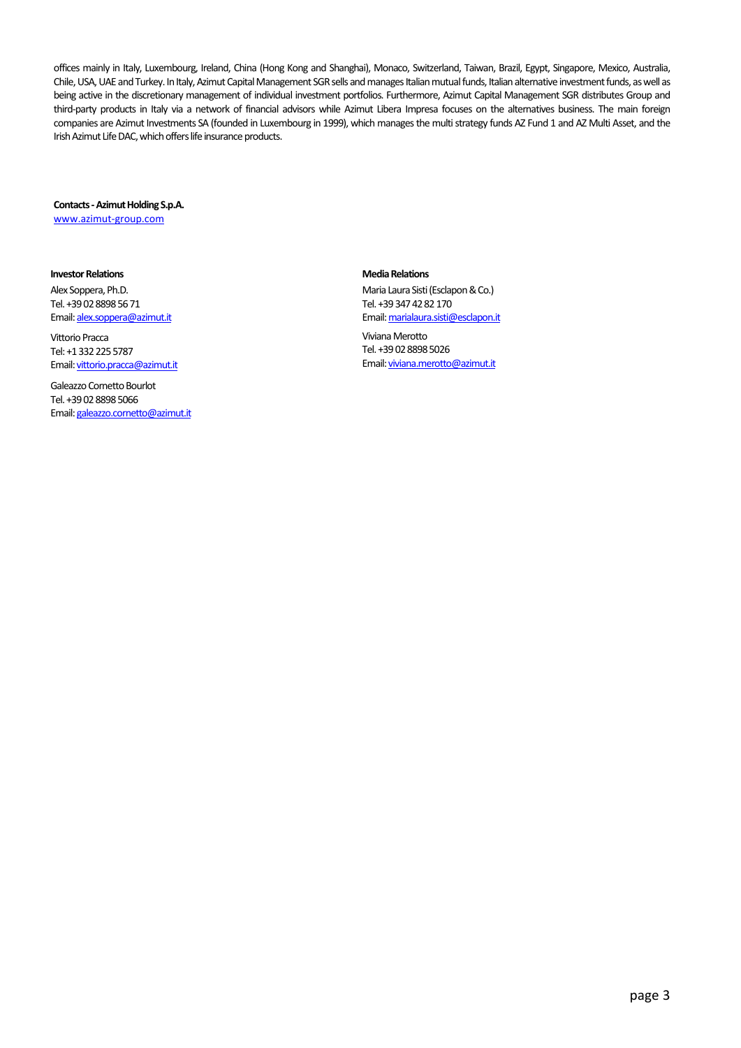offices mainly in Italy, Luxembourg, Ireland, China (Hong Kong and Shanghai), Monaco, Switzerland, Taiwan, Brazil, Egypt, Singapore, Mexico, Australia, Chile, USA, UAE and Turkey. In Italy, Azimut Capital Management SGR sells and manages Italian mutual funds, Italian alternative investment funds, as well as being active in the discretionary management of individual investment portfolios. Furthermore, Azimut Capital Management SGR distributes Group and third-party products in Italy via a network of financial advisors while Azimut Libera Impresa focuses on the alternatives business. The main foreign companies are Azimut Investments SA (founded in Luxembourg in 1999), which manages the multi strategy funds AZ Fund 1 and AZ Multi Asset, and the Irish Azimut Life DAC, which offers life insurance products.

**Contacts - Azimut Holding S.p.A.**
www.azimut-group.com

**Investor Relations**

Alex Soppera, Ph.D.
Tel. +39 02 8898 56 71
Email: alex.soppera@azimut.it

Vittorio Pracca
Tel: +1 332 225 5787
Email: vittorio.pracca@azimut.it

Galeazzo Cornetto Bourlot
Tel. +39 02 8898 5066
Email: galeazzo.cornetto@azimut.it

**Media Relations**

Maria Laura Sisti (Esclapon & Co.)
Tel. +39 347 42 82 170
Email: marialaura.sisti@esclapon.it

Viviana Merotto
Tel. +39 02 8898 5026
Email: viviana.merotto@azimut.it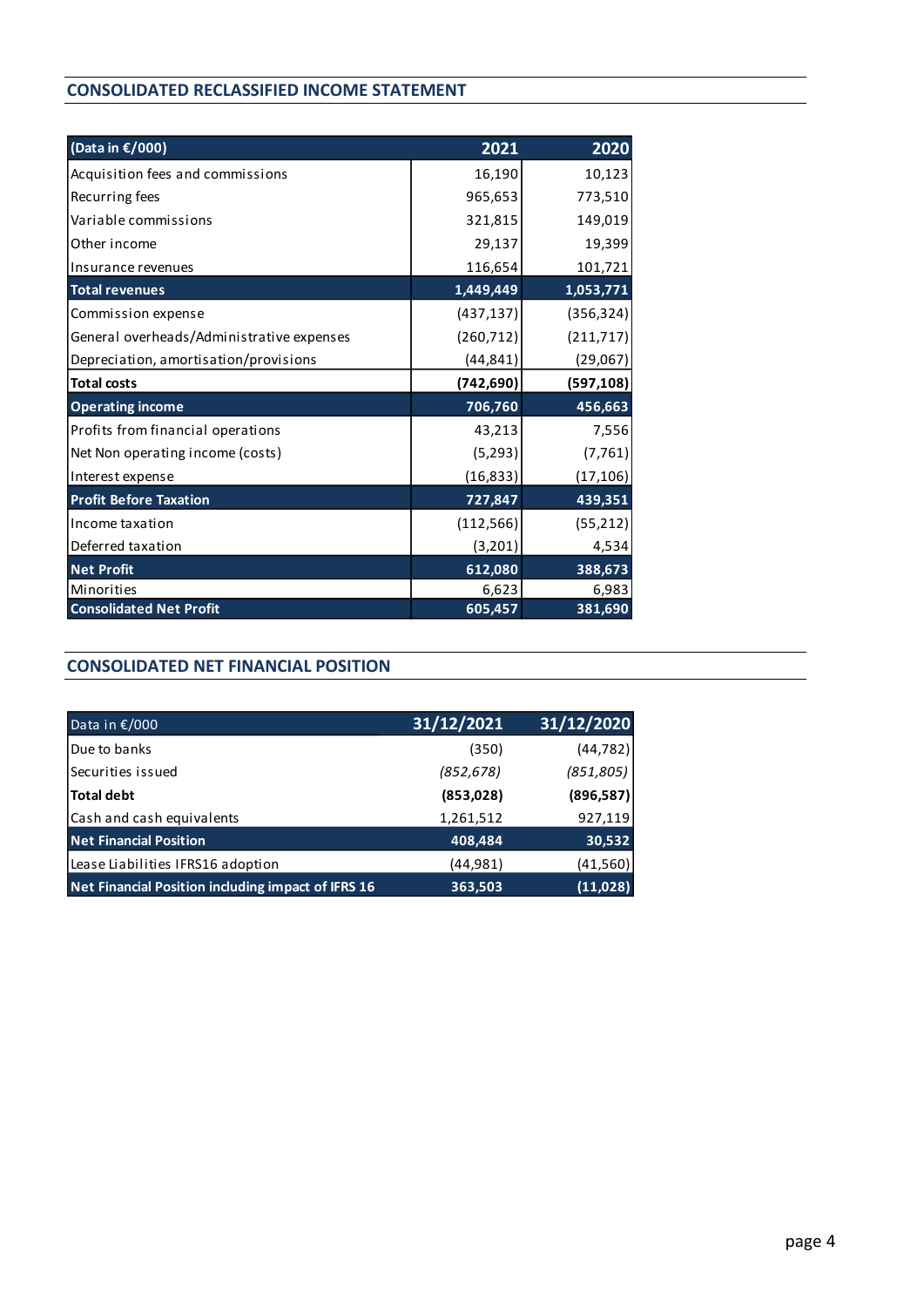## CONSOLIDATED RECLASSIFIED INCOME STATEMENT

| (Data in €/000) | 2021 | 2020 |
|---|---|---|
| Acquisition fees and commissions | 16,190 | 10,123 |
| Recurring fees | 965,653 | 773,510 |
| Variable commissions | 321,815 | 149,019 |
| Other income | 29,137 | 19,399 |
| Insurance revenues | 116,654 | 101,721 |
| **Total revenues** | **1,449,449** | **1,053,771** |
| Commission expense | (437,137) | (356,324) |
| General overheads/Administrative expenses | (260,712) | (211,717) |
| Depreciation, amortisation/provisions | (44,841) | (29,067) |
| **Total costs** | **(742,690)** | **(597,108)** |
| **Operating income** | **706,760** | **456,663** |
| Profits from financial operations | 43,213 | 7,556 |
| Net Non operating income (costs) | (5,293) | (7,761) |
| Interest expense | (16,833) | (17,106) |
| **Profit Before Taxation** | **727,847** | **439,351** |
| Income taxation | (112,566) | (55,212) |
| Deferred taxation | (3,201) | 4,534 |
| **Net Profit** | **612,080** | **388,673** |
| Minorities | 6,623 | 6,983 |
| **Consolidated Net Profit** | **605,457** | **381,690** |

## CONSOLIDATED NET FINANCIAL POSITION

| Data in €/000 | 31/12/2021 | 31/12/2020 |
|---|---|---|
| Due to banks | (350) | (44,782) |
| Securities issued | *(852,678)* | *(851,805)* |
| **Total debt** | **(853,028)** | **(896,587)** |
| Cash and cash equivalents | 1,261,512 | 927,119 |
| **Net Financial Position** | **408,484** | **30,532** |
| Lease Liabilities IFRS16 adoption | (44,981) | (41,560) |
| **Net Financial Position including impact of IFRS 16** | **363,503** | **(11,028)** |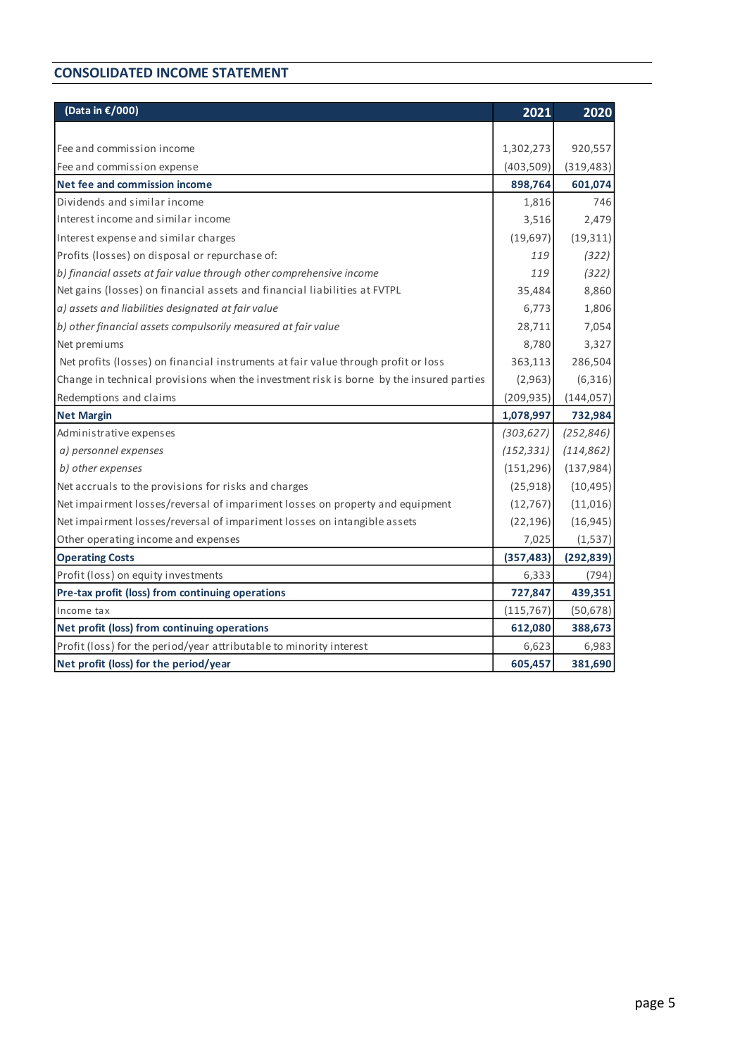## CONSOLIDATED INCOME STATEMENT

| (Data in €/000) | 2021 | 2020 |
|---|---|---|
| Fee and commission income | 1,302,273 | 920,557 |
| Fee and commission expense | (403,509) | (319,483) |
| **Net fee and commission income** | **898,764** | **601,074** |
| Dividends and similar income | 1,816 | 746 |
| Interest income and similar income | 3,516 | 2,479 |
| Interest expense and similar charges | (19,697) | (19,311) |
| Profits (losses) on disposal or repurchase of: | *119* | *(322)* |
| *b) financial assets at fair value through other comprehensive income* | *119* | *(322)* |
| Net gains (losses) on financial assets and financial liabilities at FVTPL | 35,484 | 8,860 |
| *a) assets and liabilities designated at fair value* | 6,773 | 1,806 |
| *b) other financial assets compulsorily measured at fair value* | 28,711 | 7,054 |
| Net premiums | 8,780 | 3,327 |
| Net profits (losses) on financial instruments at fair value through profit or loss | 363,113 | 286,504 |
| Change in technical provisions when the investment risk is borne by the insured parties | (2,963) | (6,316) |
| Redemptions and claims | (209,935) | (144,057) |
| **Net Margin** | **1,078,997** | **732,984** |
| Administrative expenses | *(303,627)* | *(252,846)* |
| *a) personnel expenses* | *(152,331)* | *(114,862)* |
| *b) other expenses* | (151,296) | (137,984) |
| Net accruals to the provisions for risks and charges | (25,918) | (10,495) |
| Net impairment losses/reversal of impariment losses on property and equipment | (12,767) | (11,016) |
| Net impairment losses/reversal of impariment losses on intangible assets | (22,196) | (16,945) |
| Other operating income and expenses | 7,025 | (1,537) |
| **Operating Costs** | **(357,483)** | **(292,839)** |
| Profit (loss) on equity investments | 6,333 | (794) |
| **Pre-tax profit (loss) from continuing operations** | **727,847** | **439,351** |
| Income tax | (115,767) | (50,678) |
| **Net profit (loss) from continuing operations** | **612,080** | **388,673** |
| Profit (loss) for the period/year attributable to minority interest | 6,623 | 6,983 |
| **Net profit (loss) for the period/year** | **605,457** | **381,690** |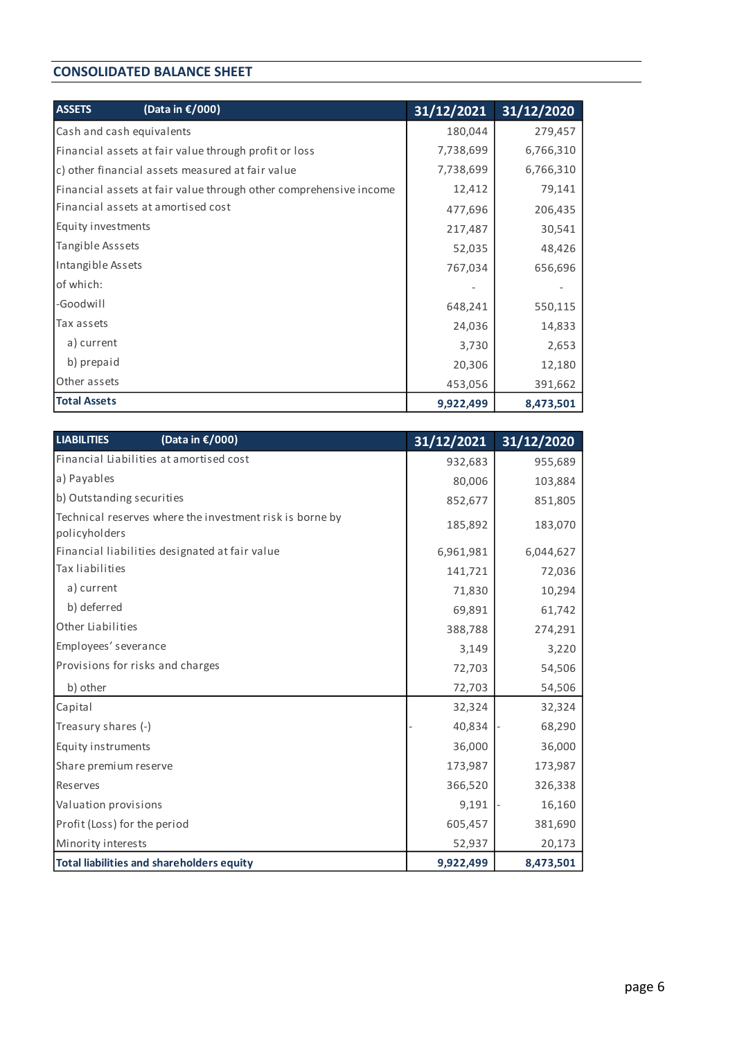## CONSOLIDATED BALANCE SHEET

| ASSETS (Data in €/000) | 31/12/2021 | 31/12/2020 |
|---|---|---|
| Cash and cash equivalents | 180,044 | 279,457 |
| Financial assets at fair value through profit or loss | 7,738,699 | 6,766,310 |
| c) other financial assets measured at fair value | 7,738,699 | 6,766,310 |
| Financial assets at fair value through other comprehensive income | 12,412 | 79,141 |
| Financial assets at amortised cost | 477,696 | 206,435 |
| Equity investments | 217,487 | 30,541 |
| Tangible Asssets | 52,035 | 48,426 |
| Intangible Assets | 767,034 | 656,696 |
| of which: | - | - |
| -Goodwill | 648,241 | 550,115 |
| Tax assets | 24,036 | 14,833 |
| a) current | 3,730 | 2,653 |
| b) prepaid | 20,306 | 12,180 |
| Other assets | 453,056 | 391,662 |
| **Total Assets** | **9,922,499** | **8,473,501** |

| LIABILITIES (Data in €/000) | 31/12/2021 | 31/12/2020 |
|---|---|---|
| Financial Liabilities at amortised cost | 932,683 | 955,689 |
| a) Payables | 80,006 | 103,884 |
| b) Outstanding securities | 852,677 | 851,805 |
| Technical reserves where the investment risk is borne by policyholders | 185,892 | 183,070 |
| Financial liabilities designated at fair value | 6,961,981 | 6,044,627 |
| Tax liabilities | 141,721 | 72,036 |
| a) current | 71,830 | 10,294 |
| b) deferred | 69,891 | 61,742 |
| Other Liabilities | 388,788 | 274,291 |
| Employees' severance | 3,149 | 3,220 |
| Provisions for risks and charges | 72,703 | 54,506 |
| b) other | 72,703 | 54,506 |
| Capital | 32,324 | 32,324 |
| Treasury shares (-) | - 40,834 | - 68,290 |
| Equity instruments | 36,000 | 36,000 |
| Share premium reserve | 173,987 | 173,987 |
| Reserves | 366,520 | 326,338 |
| Valuation provisions | 9,191 | - 16,160 |
| Profit (Loss) for the period | 605,457 | 381,690 |
| Minority interests | 52,937 | 20,173 |
| **Total liabilities and shareholders equity** | **9,922,499** | **8,473,501** |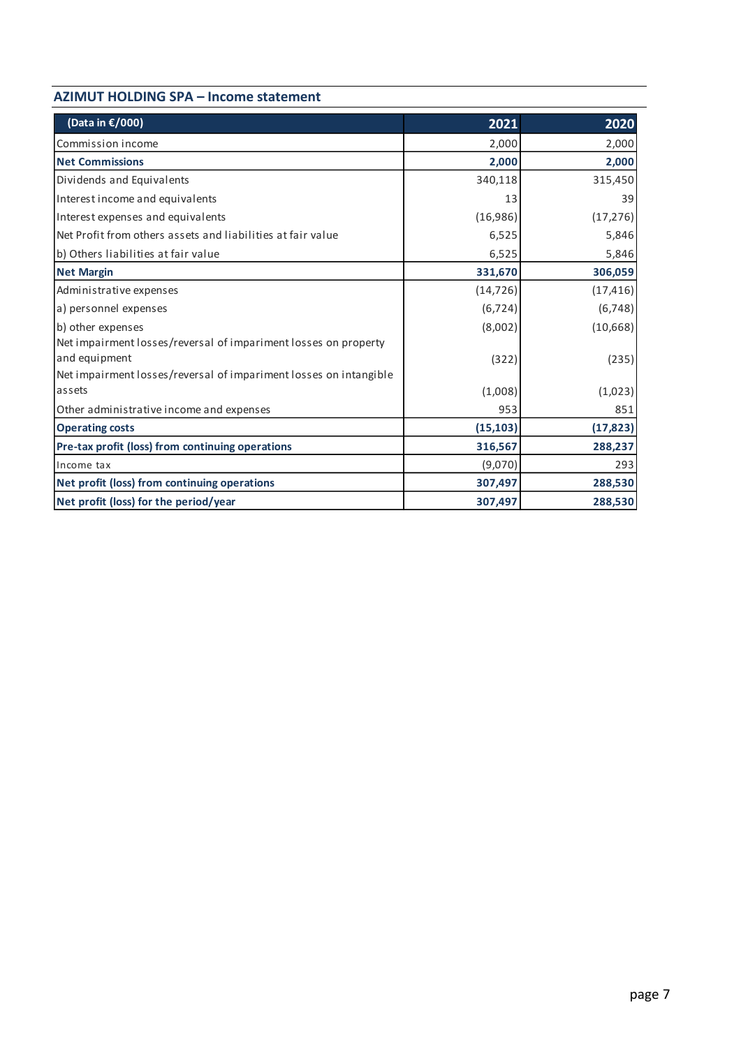## AZIMUT HOLDING SPA – Income statement

| (Data in €/000) | 2021 | 2020 |
|---|---|---|
| Commission income | 2,000 | 2,000 |
| **Net Commissions** | **2,000** | **2,000** |
| Dividends and Equivalents | 340,118 | 315,450 |
| Interest income and equivalents | 13 | 39 |
| Interest expenses and equivalents | (16,986) | (17,276) |
| Net Profit from others assets and liabilities at fair value | 6,525 | 5,846 |
| b) Others liabilities at fair value | 6,525 | 5,846 |
| **Net Margin** | **331,670** | **306,059** |
| Administrative expenses | (14,726) | (17,416) |
| a) personnel expenses | (6,724) | (6,748) |
| b) other expenses | (8,002) | (10,668) |
| Net impairment losses/reversal of impariment losses on property and equipment | (322) | (235) |
| Net impairment losses/reversal of impariment losses on intangible assets | (1,008) | (1,023) |
| Other administrative income and expenses | 953 | 851 |
| **Operating costs** | **(15,103)** | **(17,823)** |
| **Pre-tax profit (loss) from continuing operations** | **316,567** | **288,237** |
| Income tax | (9,070) | 293 |
| **Net profit (loss) from continuing operations** | **307,497** | **288,530** |
| **Net profit (loss) for the period/year** | **307,497** | **288,530** |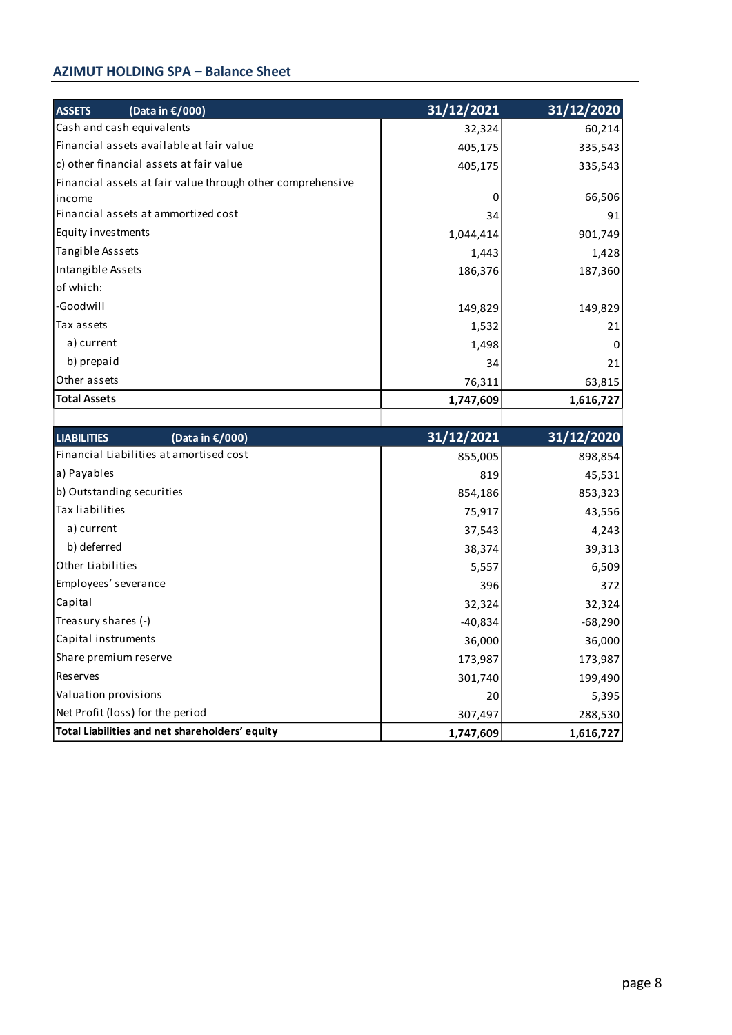## AZIMUT HOLDING SPA – Balance Sheet

| ASSETS (Data in €/000) | 31/12/2021 | 31/12/2020 |
|---|---|---|
| Cash and cash equivalents | 32,324 | 60,214 |
| Financial assets available at fair value | 405,175 | 335,543 |
| c) other financial assets at fair value | 405,175 | 335,543 |
| Financial assets at fair value through other comprehensive income | 0 | 66,506 |
| Financial assets at ammortized cost | 34 | 91 |
| Equity investments | 1,044,414 | 901,749 |
| Tangible Asssets | 1,443 | 1,428 |
| Intangible Assets | 186,376 | 187,360 |
| of which: | | |
| -Goodwill | 149,829 | 149,829 |
| Tax assets | 1,532 | 21 |
| a) current | 1,498 | 0 |
| b) prepaid | 34 | 21 |
| Other assets | 76,311 | 63,815 |
| **Total Assets** | **1,747,609** | **1,616,727** |

| LIABILITIES (Data in €/000) | 31/12/2021 | 31/12/2020 |
|---|---|---|
| Financial Liabilities at amortised cost | 855,005 | 898,854 |
| a) Payables | 819 | 45,531 |
| b) Outstanding securities | 854,186 | 853,323 |
| Tax liabilities | 75,917 | 43,556 |
| a) current | 37,543 | 4,243 |
| b) deferred | 38,374 | 39,313 |
| Other Liabilities | 5,557 | 6,509 |
| Employees' severance | 396 | 372 |
| Capital | 32,324 | 32,324 |
| Treasury shares (-) | -40,834 | -68,290 |
| Capital instruments | 36,000 | 36,000 |
| Share premium reserve | 173,987 | 173,987 |
| Reserves | 301,740 | 199,490 |
| Valuation provisions | 20 | 5,395 |
| Net Profit (loss) for the period | 307,497 | 288,530 |
| **Total Liabilities and net shareholders' equity** | **1,747,609** | **1,616,727** |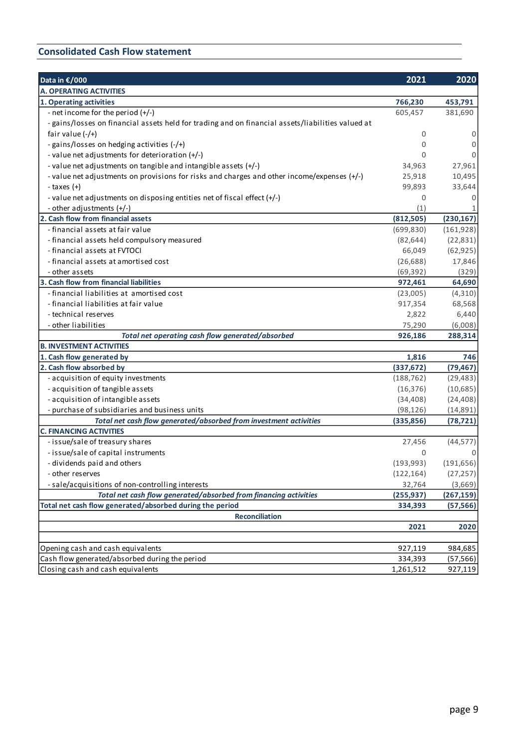## Consolidated Cash Flow statement

| Data in €/000 | 2021 | 2020 |
|---|---|---|
| **A. OPERATING ACTIVITIES** | | |
| **1. Operating activities** | **766,230** | **453,791** |
| - net income for the period (+/-) | 605,457 | 381,690 |
| - gains/losses on financial assets held for trading and on financial assets/liabilities valued at fair value (-/+) | 0 | 0 |
| - gains/losses on hedging activities (-/+) | 0 | 0 |
| - value net adjustments for deterioration (+/-) | 0 | 0 |
| - value net adjustments on tangible and intangible assets (+/-) | 34,963 | 27,961 |
| - value net adjustments on provisions for risks and charges and other income/expenses (+/-) | 25,918 | 10,495 |
| - taxes (+) | 99,893 | 33,644 |
| - value net adjustments on disposing entities net of fiscal effect (+/-) | 0 | 0 |
| - other adjustments (+/-) | (1) | 1 |
| **2. Cash flow from financial assets** | **(812,505)** | **(230,167)** |
| - financial assets at fair value | (699,830) | (161,928) |
| - financial assets held compulsory measured | (82,644) | (22,831) |
| - financial assets at FVTOCI | 66,049 | (62,925) |
| - financial assets at amortised cost | (26,688) | 17,846 |
| - other assets | (69,392) | (329) |
| **3. Cash flow from financial liabilities** | **972,461** | **64,690** |
| - financial liabilities at amortised cost | (23,005) | (4,310) |
| - financial liabilities at fair value | 917,354 | 68,568 |
| - technical reserves | 2,822 | 6,440 |
| - other liabilities | 75,290 | (6,008) |
| ***Total net operating cash flow generated/absorbed*** | **926,186** | **288,314** |
| **B. INVESTMENT ACTIVITIES** | | |
| **1. Cash flow generated by** | **1,816** | **746** |
| **2. Cash flow absorbed by** | **(337,672)** | **(79,467)** |
| - acquisition of equity investments | (188,762) | (29,483) |
| - acquisition of tangible assets | (16,376) | (10,685) |
| - acquisition of intangible assets | (34,408) | (24,408) |
| - purchase of subsidiaries and business units | (98,126) | (14,891) |
| ***Total net cash flow generated/absorbed from investment activities*** | **(335,856)** | **(78,721)** |
| **C. FINANCING ACTIVITIES** | | |
| - issue/sale of treasury shares | 27,456 | (44,577) |
| - issue/sale of capital instruments | 0 | 0 |
| - dividends paid and others | (193,993) | (191,656) |
| - other reserves | (122,164) | (27,257) |
| - sale/acquisitions of non-controlling interests | 32,764 | (3,669) |
| ***Total net cash flow generated/absorbed from financing activities*** | **(255,937)** | **(267,159)** |
| **Total net cash flow generated/absorbed during the period** | **334,393** | **(57,566)** |

**Reconciliation**

| | 2021 | 2020 |
|---|---|---|
| Opening cash and cash equivalents | 927,119 | 984,685 |
| Cash flow generated/absorbed during the period | 334,393 | (57,566) |
| Closing cash and cash equivalents | 1,261,512 | 927,119 |